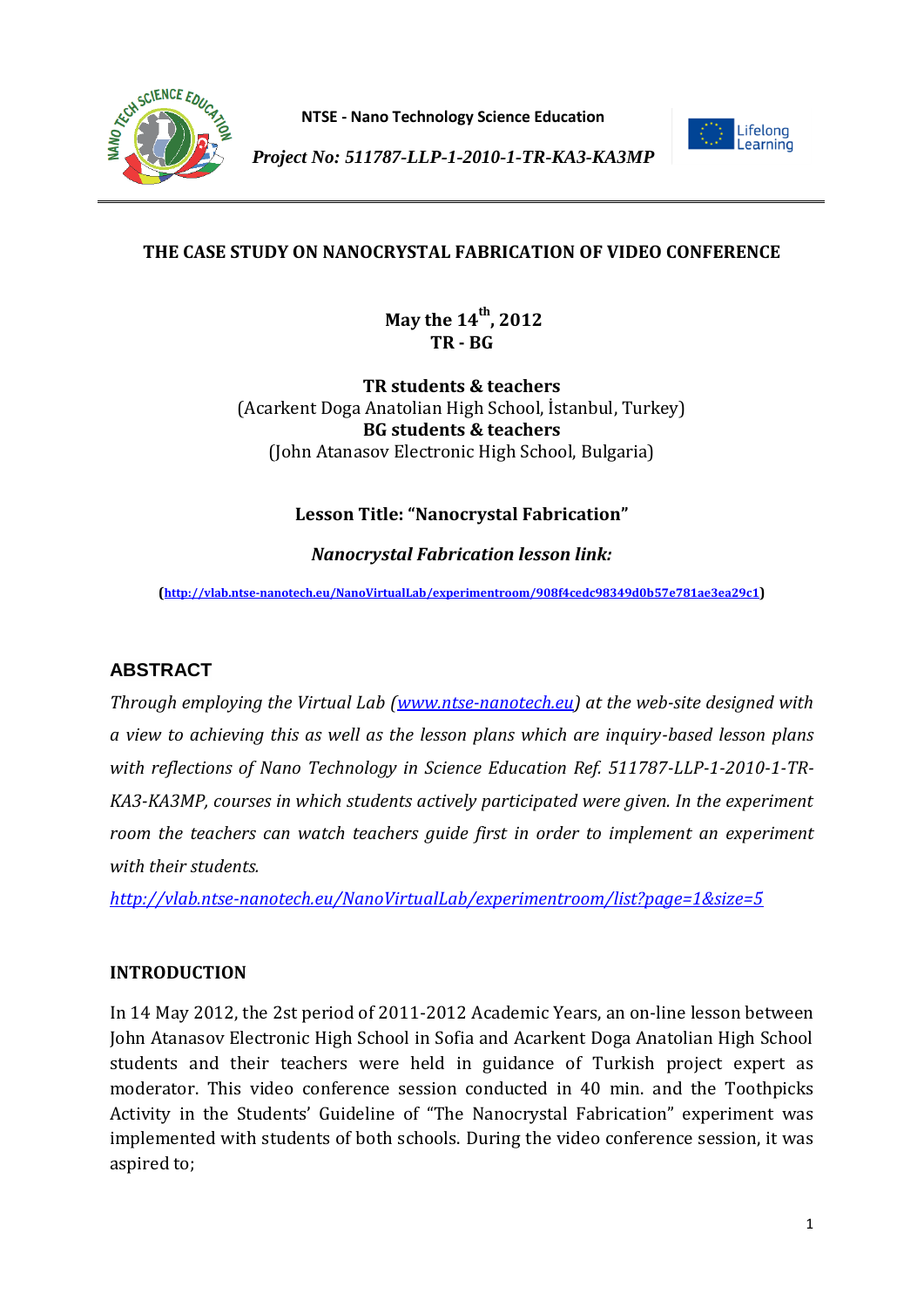NTSE - Nano Technology Science Education

*Project No: 511787-LLP-1-2010-1-TR-KA3-KA3MP*

Lifelong Learning

## THE CASE STUDY ON NANOCRYSTAL FABRICATION OF VIDEO CONFERENCE

**May the 14th, 2012**
**TR - BG**

**TR students & teachers**
(Acarkent Doga Anatolian High School, İstanbul, Turkey)
**BG students & teachers**
(John Atanasov Electronic High School, Bulgaria)

**Lesson Title: "Nanocrystal Fabrication"**

***Nanocrystal Fabrication lesson link:***

**(http://vlab.ntse-nanotech.eu/NanoVirtualLab/experimentroom/908f4cedc98349d0b57e781ae3ea29c1)**

## ABSTRACT

*Through employing the Virtual Lab (www.ntse-nanotech.eu) at the web-site designed with a view to achieving this as well as the lesson plans which are inquiry-based lesson plans with reflections of Nano Technology in Science Education Ref. 511787-LLP-1-2010-1-TR-KA3-KA3MP, courses in which students actively participated were given. In the experiment room the teachers can watch teachers guide first in order to implement an experiment with their students.*

*http://vlab.ntse-nanotech.eu/NanoVirtualLab/experimentroom/list?page=1&size=5*

## INTRODUCTION

In 14 May 2012, the 2st period of 2011-2012 Academic Years, an on-line lesson between John Atanasov Electronic High School in Sofia and Acarkent Doga Anatolian High School students and their teachers were held in guidance of Turkish project expert as moderator. This video conference session conducted in 40 min. and the Toothpicks Activity in the Students' Guideline of "The Nanocrystal Fabrication" experiment was implemented with students of both schools. During the video conference session, it was aspired to;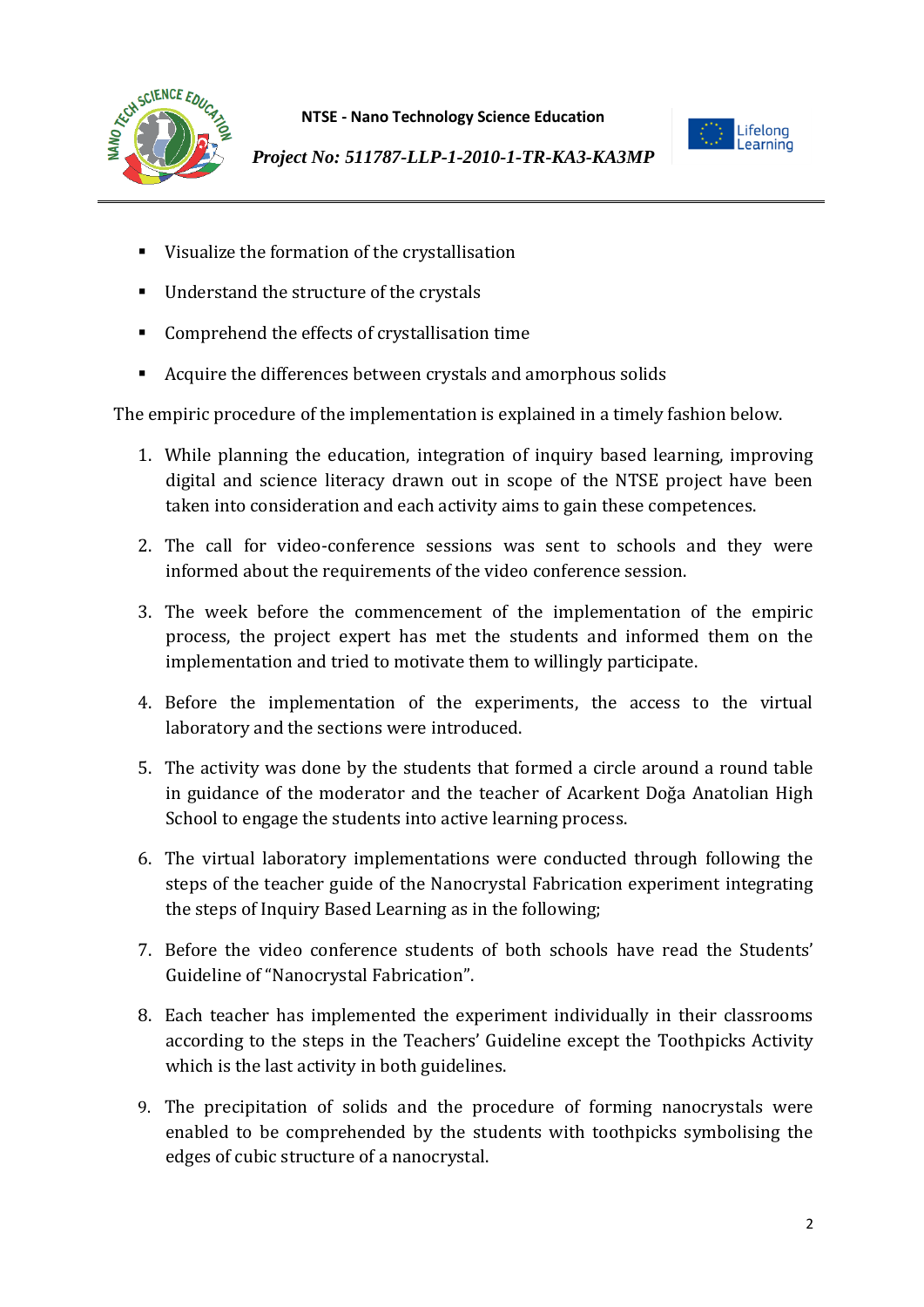- Visualize the formation of the crystallisation
- Understand the structure of the crystals
- Comprehend the effects of crystallisation time
- Acquire the differences between crystals and amorphous solids

The empiric procedure of the implementation is explained in a timely fashion below.

1. While planning the education, integration of inquiry based learning, improving digital and science literacy drawn out in scope of the NTSE project have been taken into consideration and each activity aims to gain these competences.
2. The call for video-conference sessions was sent to schools and they were informed about the requirements of the video conference session.
3. The week before the commencement of the implementation of the empiric process, the project expert has met the students and informed them on the implementation and tried to motivate them to willingly participate.
4. Before the implementation of the experiments, the access to the virtual laboratory and the sections were introduced.
5. The activity was done by the students that formed a circle around a round table in guidance of the moderator and the teacher of Acarkent Doğa Anatolian High School to engage the students into active learning process.
6. The virtual laboratory implementations were conducted through following the steps of the teacher guide of the Nanocrystal Fabrication experiment integrating the steps of Inquiry Based Learning as in the following;
7. Before the video conference students of both schools have read the Students' Guideline of "Nanocrystal Fabrication".
8. Each teacher has implemented the experiment individually in their classrooms according to the steps in the Teachers' Guideline except the Toothpicks Activity which is the last activity in both guidelines.
9. The precipitation of solids and the procedure of forming nanocrystals were enabled to be comprehended by the students with toothpicks symbolising the edges of cubic structure of a nanocrystal.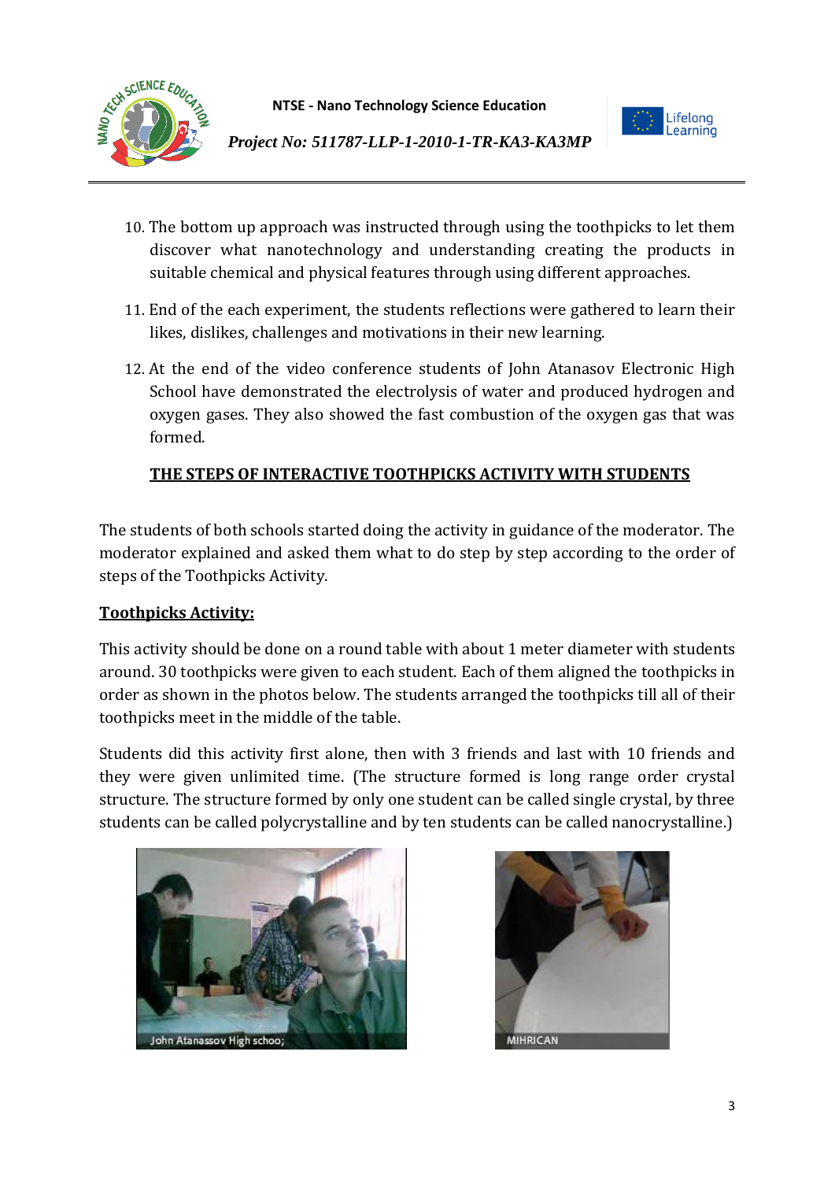10. The bottom up approach was instructed through using the toothpicks to let them discover what nanotechnology and understanding creating the products in suitable chemical and physical features through using different approaches.

11. End of the each experiment, the students reflections were gathered to learn their likes, dislikes, challenges and motivations in their new learning.

12. At the end of the video conference students of John Atanasov Electronic High School have demonstrated the electrolysis of water and produced hydrogen and oxygen gases. They also showed the fast combustion of the oxygen gas that was formed.

**THE STEPS OF INTERACTIVE TOOTHPICKS ACTIVITY WITH STUDENTS**

The students of both schools started doing the activity in guidance of the moderator. The moderator explained and asked them what to do step by step according to the order of steps of the Toothpicks Activity.

**Toothpicks Activity:**

This activity should be done on a round table with about 1 meter diameter with students around. 30 toothpicks were given to each student. Each of them aligned the toothpicks in order as shown in the photos below. The students arranged the toothpicks till all of their toothpicks meet in the middle of the table.

Students did this activity first alone, then with 3 friends and last with 10 friends and they were given unlimited time. (The structure formed is long range order crystal structure. The structure formed by only one student can be called single crystal, by three students can be called polycrystalline and by ten students can be called nanocrystalline.)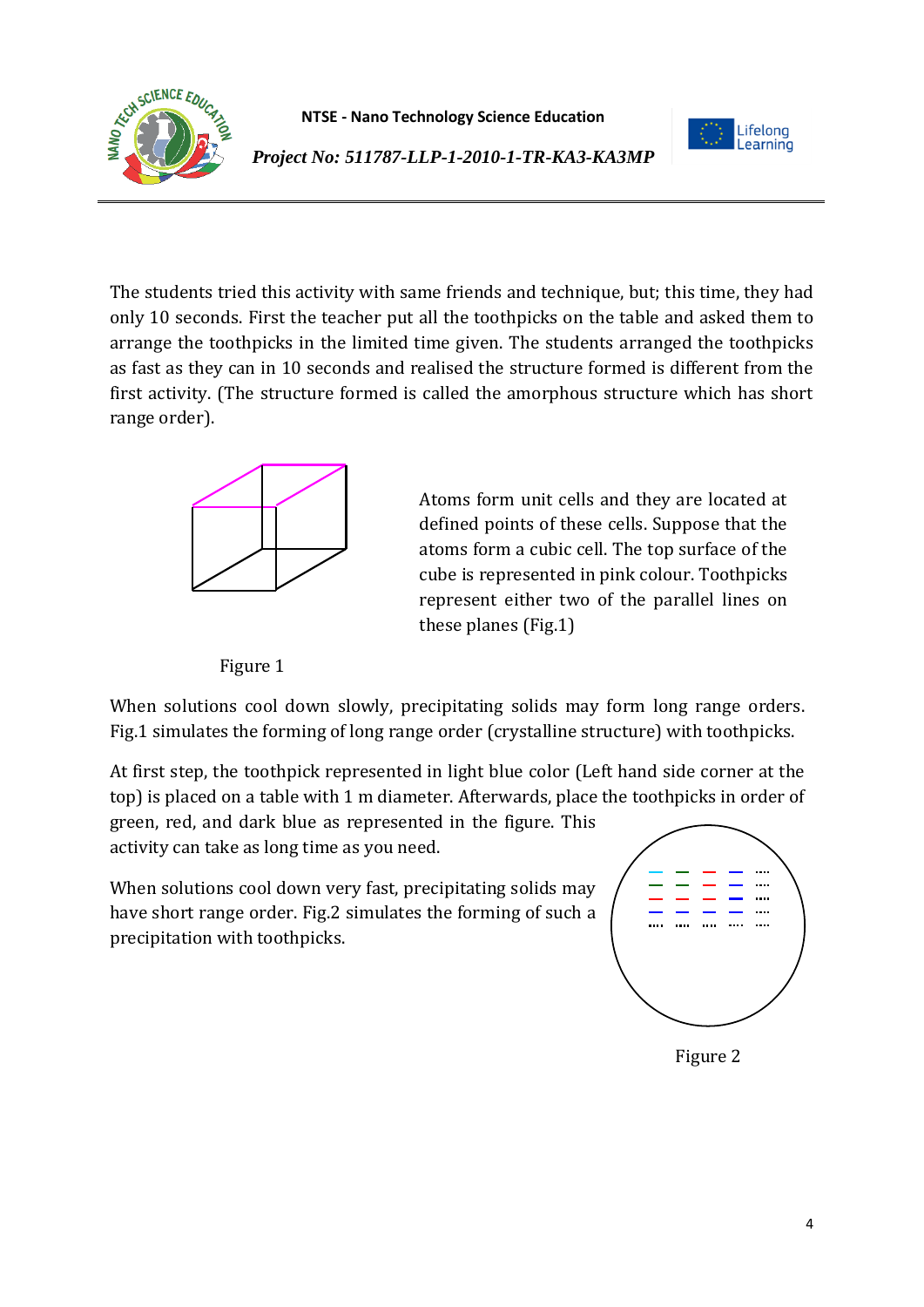The students tried this activity with same friends and technique, but; this time, they had only 10 seconds. First the teacher put all the toothpicks on the table and asked them to arrange the toothpicks in the limited time given. The students arranged the toothpicks as fast as they can in 10 seconds and realised the structure formed is different from the first activity. (The structure formed is called the amorphous structure which has short range order).

Atoms form unit cells and they are located at defined points of these cells. Suppose that the atoms form a cubic cell. The top surface of the cube is represented in pink colour. Toothpicks represent either two of the parallel lines on these planes (Fig.1)

Figure 1

When solutions cool down slowly, precipitating solids may form long range orders. Fig.1 simulates the forming of long range order (crystalline structure) with toothpicks.

At first step, the toothpick represented in light blue color (Left hand side corner at the top) is placed on a table with 1 m diameter. Afterwards, place the toothpicks in order of green, red, and dark blue as represented in the figure. This activity can take as long time as you need.

When solutions cool down very fast, precipitating solids may have short range order. Fig.2 simulates the forming of such a precipitation with toothpicks.

Figure 2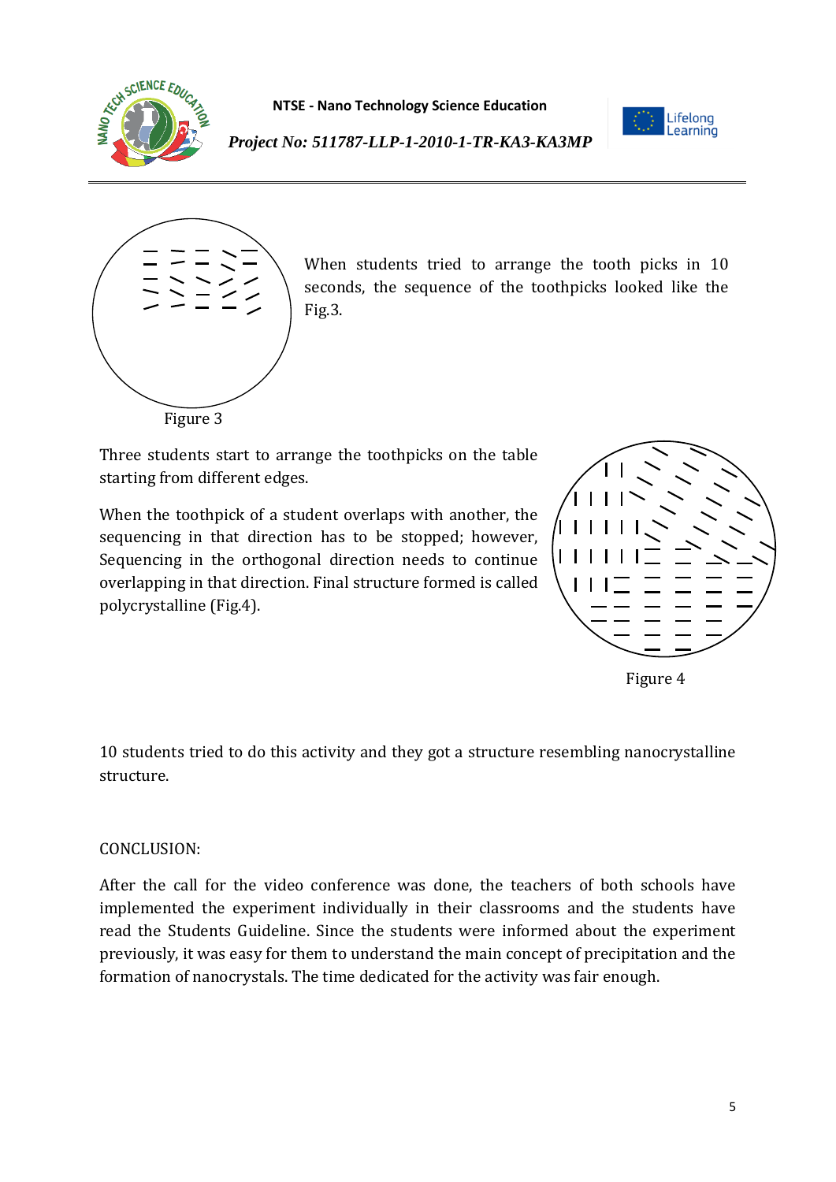When students tried to arrange the tooth picks in 10 seconds, the sequence of the toothpicks looked like the Fig.3.

Figure 3

Three students start to arrange the toothpicks on the table starting from different edges.

When the toothpick of a student overlaps with another, the sequencing in that direction has to be stopped; however, Sequencing in the orthogonal direction needs to continue overlapping in that direction. Final structure formed is called polycrystalline (Fig.4).

Figure 4

10 students tried to do this activity and they got a structure resembling nanocrystalline structure.

CONCLUSION:

After the call for the video conference was done, the teachers of both schools have implemented the experiment individually in their classrooms and the students have read the Students Guideline. Since the students were informed about the experiment previously, it was easy for them to understand the main concept of precipitation and the formation of nanocrystals. The time dedicated for the activity was fair enough.